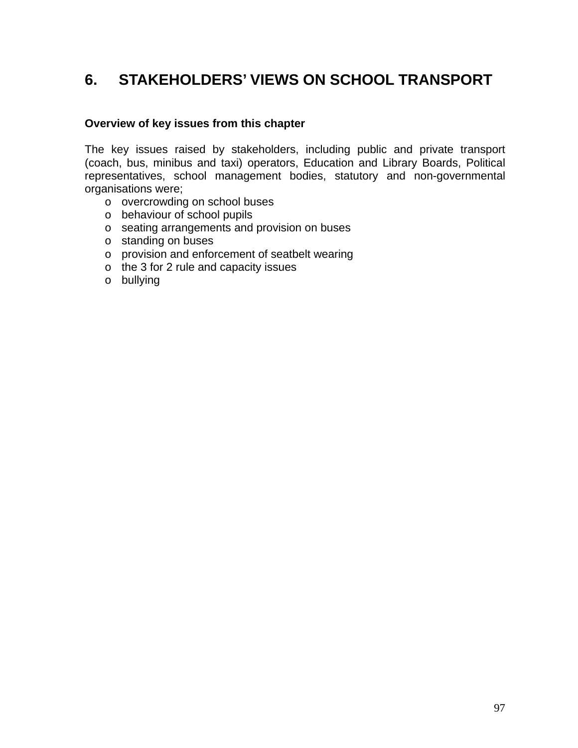# 6. STAKEHOLDERS' VIEWS ON SCHOOL TRANSPORT

**Overview of key issues from this chapter**

The key issues raised by stakeholders, including public and private transport (coach, bus, minibus and taxi) operators, Education and Library Boards, Political representatives, school management bodies, statutory and non-governmental organisations were;

- overcrowding on school buses
- behaviour of school pupils
- seating arrangements and provision on buses
- standing on buses
- provision and enforcement of seatbelt wearing
- the 3 for 2 rule and capacity issues
- bullying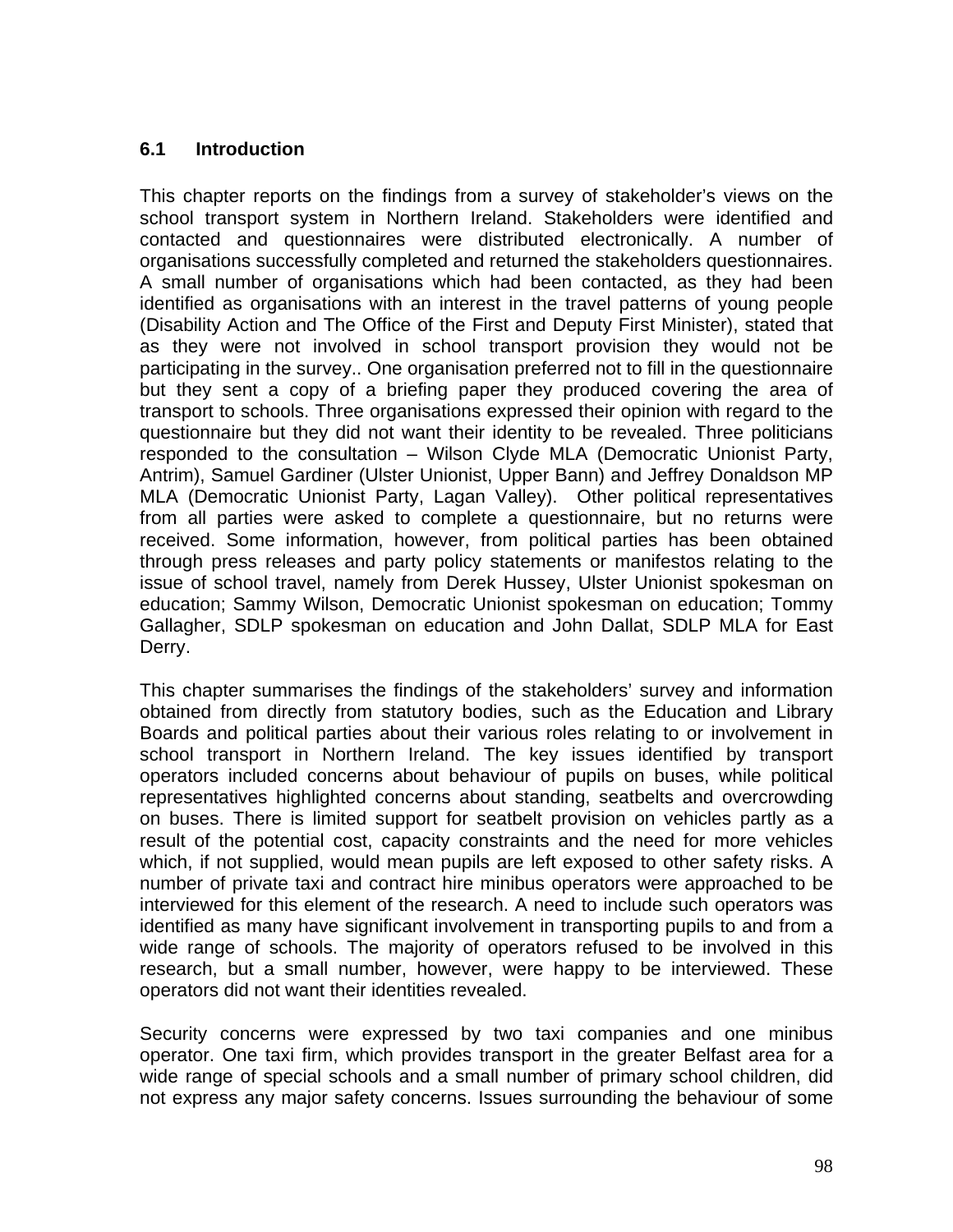### 6.1 Introduction

This chapter reports on the findings from a survey of stakeholder's views on the school transport system in Northern Ireland. Stakeholders were identified and contacted and questionnaires were distributed electronically. A number of organisations successfully completed and returned the stakeholders questionnaires. A small number of organisations which had been contacted, as they had been identified as organisations with an interest in the travel patterns of young people (Disability Action and The Office of the First and Deputy First Minister), stated that as they were not involved in school transport provision they would not be participating in the survey.. One organisation preferred not to fill in the questionnaire but they sent a copy of a briefing paper they produced covering the area of transport to schools. Three organisations expressed their opinion with regard to the questionnaire but they did not want their identity to be revealed. Three politicians responded to the consultation – Wilson Clyde MLA (Democratic Unionist Party, Antrim), Samuel Gardiner (Ulster Unionist, Upper Bann) and Jeffrey Donaldson MP MLA (Democratic Unionist Party, Lagan Valley). Other political representatives from all parties were asked to complete a questionnaire, but no returns were received. Some information, however, from political parties has been obtained through press releases and party policy statements or manifestos relating to the issue of school travel, namely from Derek Hussey, Ulster Unionist spokesman on education; Sammy Wilson, Democratic Unionist spokesman on education; Tommy Gallagher, SDLP spokesman on education and John Dallat, SDLP MLA for East Derry.

This chapter summarises the findings of the stakeholders' survey and information obtained from directly from statutory bodies, such as the Education and Library Boards and political parties about their various roles relating to or involvement in school transport in Northern Ireland. The key issues identified by transport operators included concerns about behaviour of pupils on buses, while political representatives highlighted concerns about standing, seatbelts and overcrowding on buses. There is limited support for seatbelt provision on vehicles partly as a result of the potential cost, capacity constraints and the need for more vehicles which, if not supplied, would mean pupils are left exposed to other safety risks. A number of private taxi and contract hire minibus operators were approached to be interviewed for this element of the research. A need to include such operators was identified as many have significant involvement in transporting pupils to and from a wide range of schools. The majority of operators refused to be involved in this research, but a small number, however, were happy to be interviewed. These operators did not want their identities revealed.

Security concerns were expressed by two taxi companies and one minibus operator. One taxi firm, which provides transport in the greater Belfast area for a wide range of special schools and a small number of primary school children, did not express any major safety concerns. Issues surrounding the behaviour of some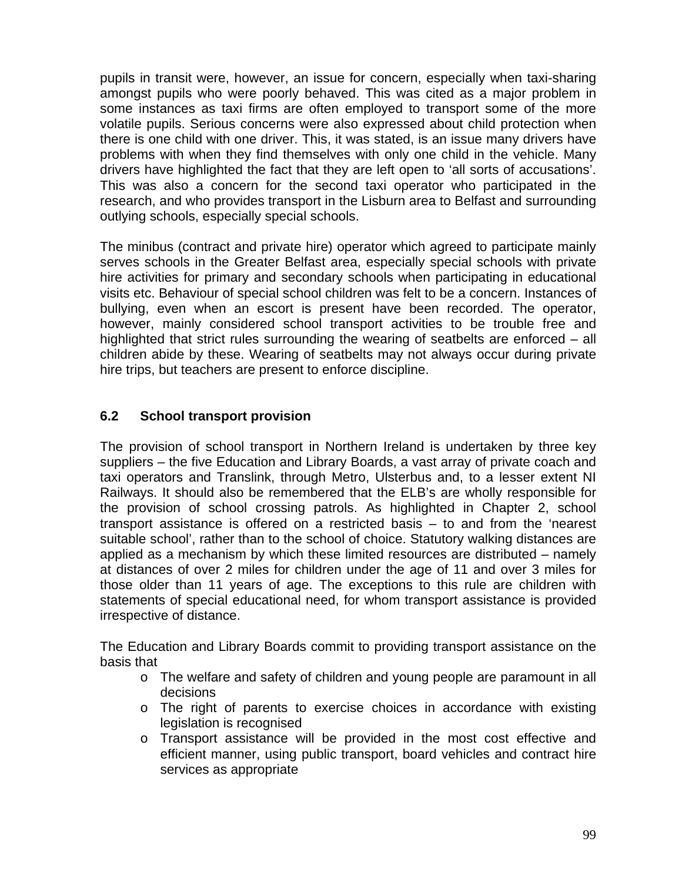pupils in transit were, however, an issue for concern, especially when taxi-sharing amongst pupils who were poorly behaved. This was cited as a major problem in some instances as taxi firms are often employed to transport some of the more volatile pupils. Serious concerns were also expressed about child protection when there is one child with one driver. This, it was stated, is an issue many drivers have problems with when they find themselves with only one child in the vehicle. Many drivers have highlighted the fact that they are left open to 'all sorts of accusations'. This was also a concern for the second taxi operator who participated in the research, and who provides transport in the Lisburn area to Belfast and surrounding outlying schools, especially special schools.

The minibus (contract and private hire) operator which agreed to participate mainly serves schools in the Greater Belfast area, especially special schools with private hire activities for primary and secondary schools when participating in educational visits etc. Behaviour of special school children was felt to be a concern. Instances of bullying, even when an escort is present have been recorded. The operator, however, mainly considered school transport activities to be trouble free and highlighted that strict rules surrounding the wearing of seatbelts are enforced – all children abide by these. Wearing of seatbelts may not always occur during private hire trips, but teachers are present to enforce discipline.

## 6.2 School transport provision

The provision of school transport in Northern Ireland is undertaken by three key suppliers – the five Education and Library Boards, a vast array of private coach and taxi operators and Translink, through Metro, Ulsterbus and, to a lesser extent NI Railways. It should also be remembered that the ELB's are wholly responsible for the provision of school crossing patrols. As highlighted in Chapter 2, school transport assistance is offered on a restricted basis – to and from the 'nearest suitable school', rather than to the school of choice. Statutory walking distances are applied as a mechanism by which these limited resources are distributed – namely at distances of over 2 miles for children under the age of 11 and over 3 miles for those older than 11 years of age. The exceptions to this rule are children with statements of special educational need, for whom transport assistance is provided irrespective of distance.

The Education and Library Boards commit to providing transport assistance on the basis that

- The welfare and safety of children and young people are paramount in all decisions
- The right of parents to exercise choices in accordance with existing legislation is recognised
- Transport assistance will be provided in the most cost effective and efficient manner, using public transport, board vehicles and contract hire services as appropriate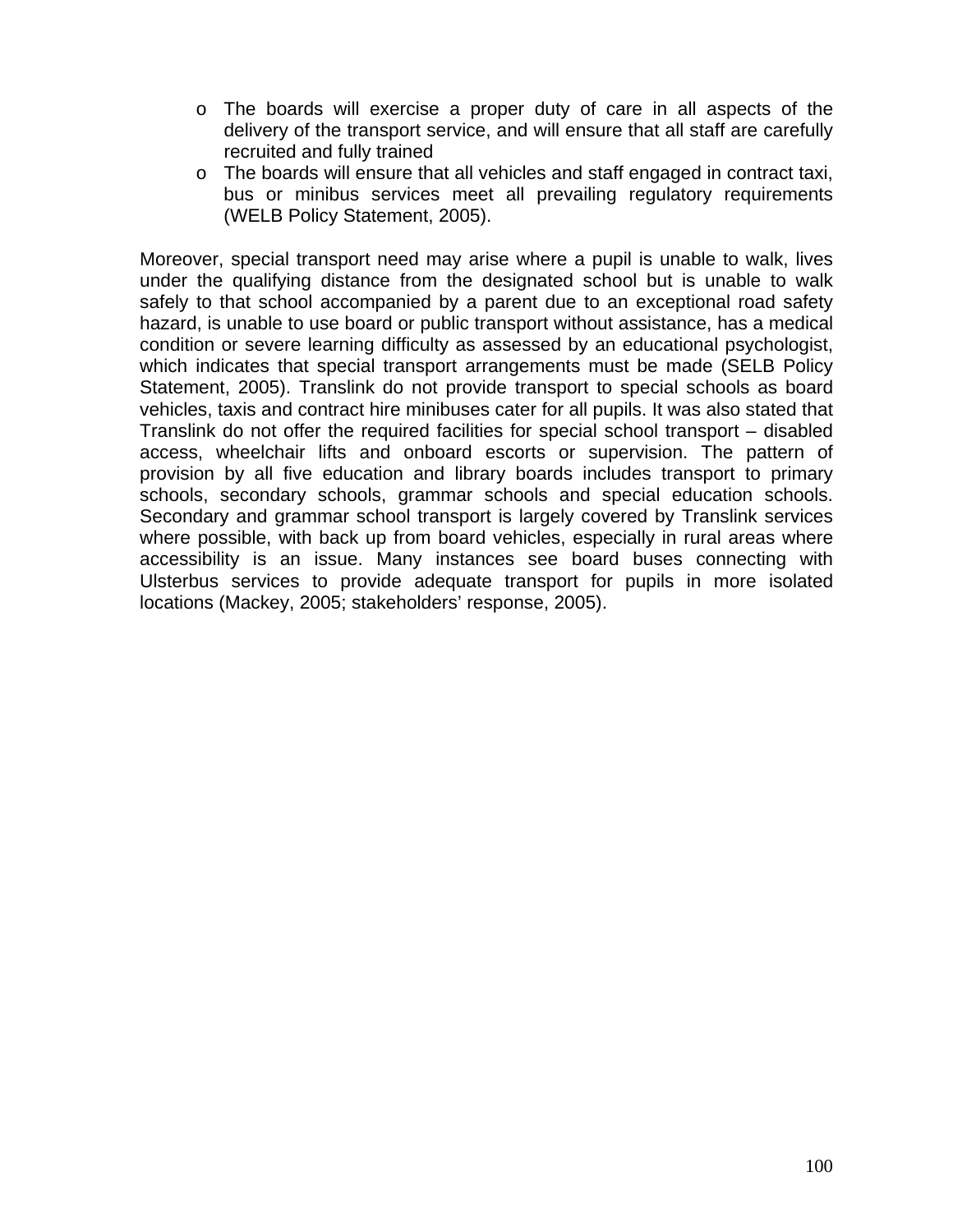- The boards will exercise a proper duty of care in all aspects of the delivery of the transport service, and will ensure that all staff are carefully recruited and fully trained
- The boards will ensure that all vehicles and staff engaged in contract taxi, bus or minibus services meet all prevailing regulatory requirements (WELB Policy Statement, 2005).

Moreover, special transport need may arise where a pupil is unable to walk, lives under the qualifying distance from the designated school but is unable to walk safely to that school accompanied by a parent due to an exceptional road safety hazard, is unable to use board or public transport without assistance, has a medical condition or severe learning difficulty as assessed by an educational psychologist, which indicates that special transport arrangements must be made (SELB Policy Statement, 2005). Translink do not provide transport to special schools as board vehicles, taxis and contract hire minibuses cater for all pupils. It was also stated that Translink do not offer the required facilities for special school transport – disabled access, wheelchair lifts and onboard escorts or supervision. The pattern of provision by all five education and library boards includes transport to primary schools, secondary schools, grammar schools and special education schools. Secondary and grammar school transport is largely covered by Translink services where possible, with back up from board vehicles, especially in rural areas where accessibility is an issue. Many instances see board buses connecting with Ulsterbus services to provide adequate transport for pupils in more isolated locations (Mackey, 2005; stakeholders' response, 2005).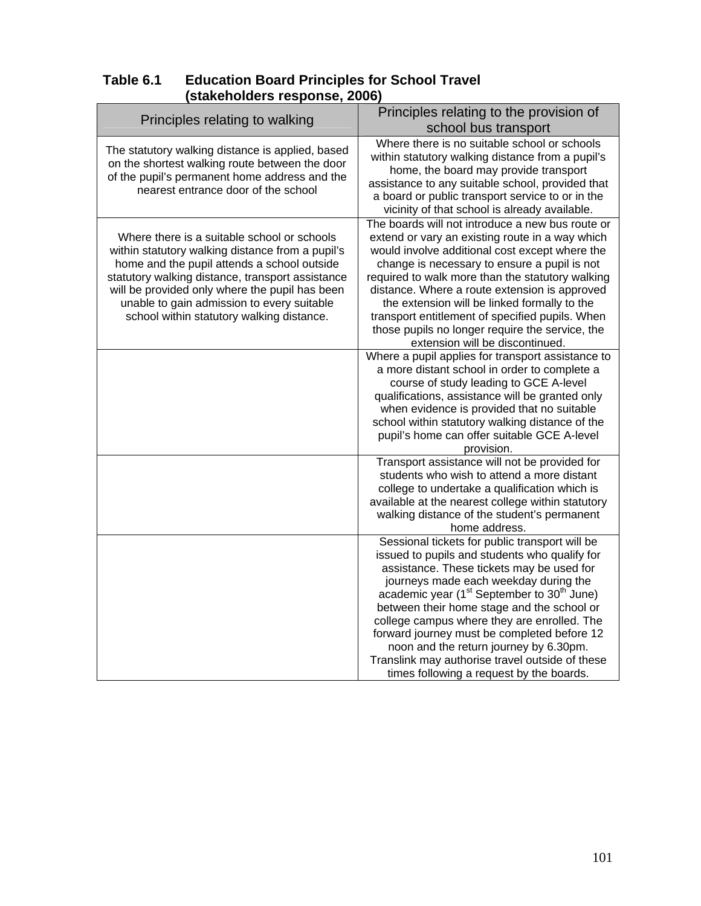**Table 6.1 Education Board Principles for School Travel (stakeholders response, 2006)**

| Principles relating to walking | Principles relating to the provision of school bus transport |
|---|---|
| The statutory walking distance is applied, based on the shortest walking route between the door of the pupil's permanent home address and the nearest entrance door of the school | Where there is no suitable school or schools within statutory walking distance from a pupil's home, the board may provide transport assistance to any suitable school, provided that a board or public transport service to or in the vicinity of that school is already available. |
| Where there is a suitable school or schools within statutory walking distance from a pupil's home and the pupil attends a school outside statutory walking distance, transport assistance will be provided only where the pupil has been unable to gain admission to every suitable school within statutory walking distance. | The boards will not introduce a new bus route or extend or vary an existing route in a way which would involve additional cost except where the change is necessary to ensure a pupil is not required to walk more than the statutory walking distance. Where a route extension is approved the extension will be linked formally to the transport entitlement of specified pupils. When those pupils no longer require the service, the extension will be discontinued. |
| | Where a pupil applies for transport assistance to a more distant school in order to complete a course of study leading to GCE A-level qualifications, assistance will be granted only when evidence is provided that no suitable school within statutory walking distance of the pupil's home can offer suitable GCE A-level provision. |
| | Transport assistance will not be provided for students who wish to attend a more distant college to undertake a qualification which is available at the nearest college within statutory walking distance of the student's permanent home address. |
| | Sessional tickets for public transport will be issued to pupils and students who qualify for assistance. These tickets may be used for journeys made each weekday during the academic year (1st September to 30th June) between their home stage and the school or college campus where they are enrolled. The forward journey must be completed before 12 noon and the return journey by 6.30pm. Translink may authorise travel outside of these times following a request by the boards. |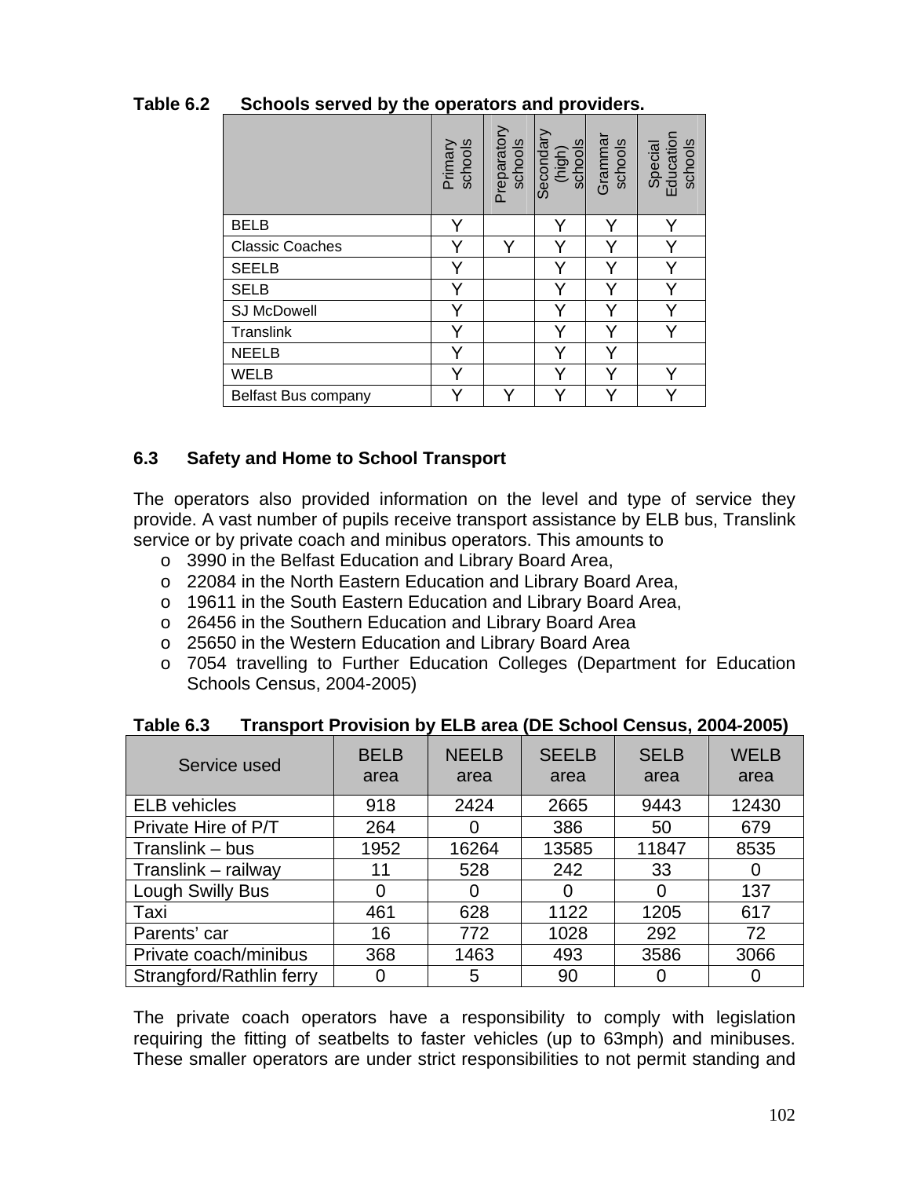**Table 6.2 Schools served by the operators and providers.**

| | Primary schools | Preparatory schools | Secondary (high) schools | Grammar schools | Special Education schools |
|---|---|---|---|---|---|
| BELB | Y | | Y | Y | Y |
| Classic Coaches | Y | Y | Y | Y | Y |
| SEELB | Y | | Y | Y | Y |
| SELB | Y | | Y | Y | Y |
| SJ McDowell | Y | | Y | Y | Y |
| Translink | Y | | Y | Y | Y |
| NEELB | Y | | Y | Y | |
| WELB | Y | | Y | Y | Y |
| Belfast Bus company | Y | Y | Y | Y | Y |

## 6.3 Safety and Home to School Transport

The operators also provided information on the level and type of service they provide. A vast number of pupils receive transport assistance by ELB bus, Translink service or by private coach and minibus operators. This amounts to

- 3990 in the Belfast Education and Library Board Area,
- 22084 in the North Eastern Education and Library Board Area,
- 19611 in the South Eastern Education and Library Board Area,
- 26456 in the Southern Education and Library Board Area
- 25650 in the Western Education and Library Board Area
- 7054 travelling to Further Education Colleges (Department for Education Schools Census, 2004-2005)

**Table 6.3 Transport Provision by ELB area (DE School Census, 2004-2005)**

| Service used | BELB area | NEELB area | SEELB area | SELB area | WELB area |
|---|---|---|---|---|---|
| ELB vehicles | 918 | 2424 | 2665 | 9443 | 12430 |
| Private Hire of P/T | 264 | 0 | 386 | 50 | 679 |
| Translink – bus | 1952 | 16264 | 13585 | 11847 | 8535 |
| Translink – railway | 11 | 528 | 242 | 33 | 0 |
| Lough Swilly Bus | 0 | 0 | 0 | 0 | 137 |
| Taxi | 461 | 628 | 1122 | 1205 | 617 |
| Parents' car | 16 | 772 | 1028 | 292 | 72 |
| Private coach/minibus | 368 | 1463 | 493 | 3586 | 3066 |
| Strangford/Rathlin ferry | 0 | 5 | 90 | 0 | 0 |

The private coach operators have a responsibility to comply with legislation requiring the fitting of seatbelts to faster vehicles (up to 63mph) and minibuses. These smaller operators are under strict responsibilities to not permit standing and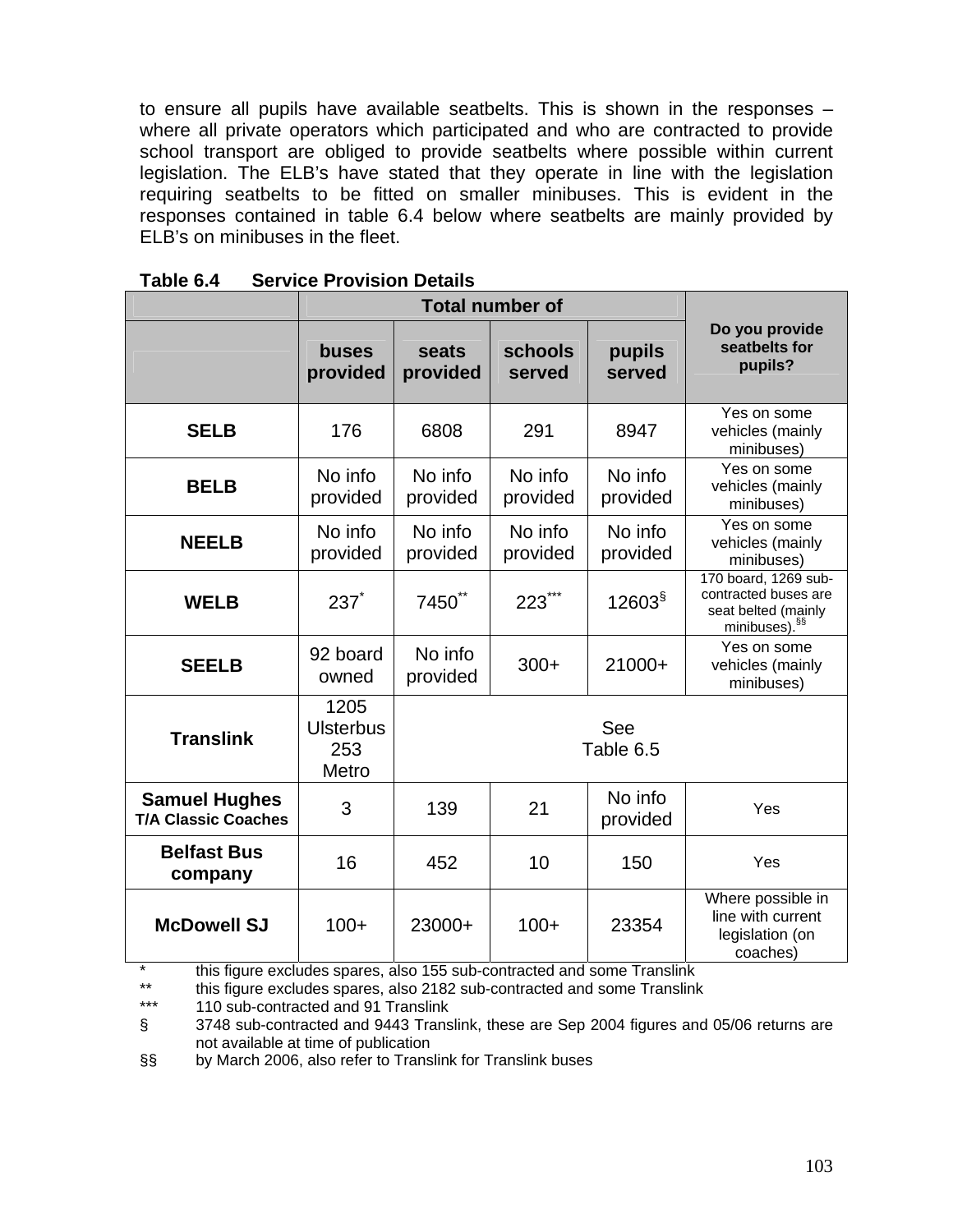to ensure all pupils have available seatbelts. This is shown in the responses – where all private operators which participated and who are contracted to provide school transport are obliged to provide seatbelts where possible within current legislation. The ELB's have stated that they operate in line with the legislation requiring seatbelts to be fitted on smaller minibuses. This is evident in the responses contained in table 6.4 below where seatbelts are mainly provided by ELB's on minibuses in the fleet.

**Table 6.4 Service Provision Details**

| | Total number of | | | | Do you provide seatbelts for pupils? |
|---|---|---|---|---|---|
| | **buses provided** | **seats provided** | **schools served** | **pupils served** | |
| **SELB** | 176 | 6808 | 291 | 8947 | Yes on some vehicles (mainly minibuses) |
| **BELB** | No info provided | No info provided | No info provided | No info provided | Yes on some vehicles (mainly minibuses) |
| **NEELB** | No info provided | No info provided | No info provided | No info provided | Yes on some vehicles (mainly minibuses) |
| **WELB** | 237* | 7450** | 223*** | 12603§ | 170 board, 1269 sub-contracted buses are seat belted (mainly minibuses).§§ |
| **SEELB** | 92 board owned | No info provided | 300+ | 21000+ | Yes on some vehicles (mainly minibuses) |
| **Translink** | 1205 Ulsterbus 253 Metro | See Table 6.5 | | | |
| **Samuel Hughes T/A Classic Coaches** | 3 | 139 | 21 | No info provided | Yes |
| **Belfast Bus company** | 16 | 452 | 10 | 150 | Yes |
| **McDowell SJ** | 100+ | 23000+ | 100+ | 23354 | Where possible in line with current legislation (on coaches) |

\* this figure excludes spares, also 155 sub-contracted and some Translink

** this figure excludes spares, also 2182 sub-contracted and some Translink

*** 110 sub-contracted and 91 Translink

§ 3748 sub-contracted and 9443 Translink, these are Sep 2004 figures and 05/06 returns are not available at time of publication

§§ by March 2006, also refer to Translink for Translink buses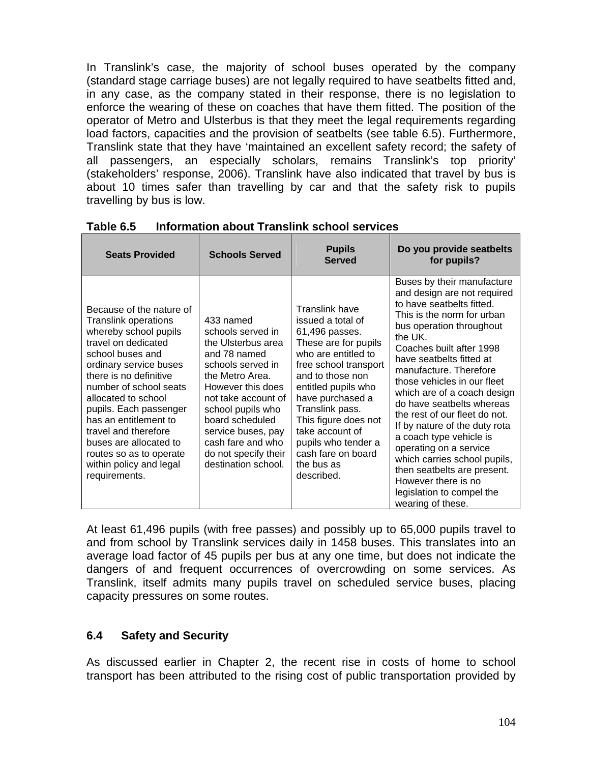In Translink's case, the majority of school buses operated by the company (standard stage carriage buses) are not legally required to have seatbelts fitted and, in any case, as the company stated in their response, there is no legislation to enforce the wearing of these on coaches that have them fitted. The position of the operator of Metro and Ulsterbus is that they meet the legal requirements regarding load factors, capacities and the provision of seatbelts (see table 6.5). Furthermore, Translink state that they have 'maintained an excellent safety record; the safety of all passengers, an especially scholars, remains Translink's top priority' (stakeholders' response, 2006). Translink have also indicated that travel by bus is about 10 times safer than travelling by car and that the safety risk to pupils travelling by bus is low.

**Table 6.5 Information about Translink school services**

| Seats Provided | Schools Served | Pupils Served | Do you provide seatbelts for pupils? |
|---|---|---|---|
| Because of the nature of Translink operations whereby school pupils travel on dedicated school buses and ordinary service buses there is no definitive number of school seats allocated to school pupils. Each passenger has an entitlement to travel and therefore buses are allocated to routes so as to operate within policy and legal requirements. | 433 named schools served in the Ulsterbus area and 78 named schools served in the Metro Area. However this does not take account of school pupils who board scheduled service buses, pay cash fare and who do not specify their destination school. | Translink have issued a total of 61,496 passes. These are for pupils who are entitled to free school transport and to those non entitled pupils who have purchased a Translink pass. This figure does not take account of pupils who tender a cash fare on board the bus as described. | Buses by their manufacture and design are not required to have seatbelts fitted. This is the norm for urban bus operation throughout the UK. Coaches built after 1998 have seatbelts fitted at manufacture. Therefore those vehicles in our fleet which are of a coach design do have seatbelts whereas the rest of our fleet do not. If by nature of the duty rota a coach type vehicle is operating on a service which carries school pupils, then seatbelts are present. However there is no legislation to compel the wearing of these. |

At least 61,496 pupils (with free passes) and possibly up to 65,000 pupils travel to and from school by Translink services daily in 1458 buses. This translates into an average load factor of 45 pupils per bus at any one time, but does not indicate the dangers of and frequent occurrences of overcrowding on some services. As Translink, itself admits many pupils travel on scheduled service buses, placing capacity pressures on some routes.

## 6.4 Safety and Security

As discussed earlier in Chapter 2, the recent rise in costs of home to school transport has been attributed to the rising cost of public transportation provided by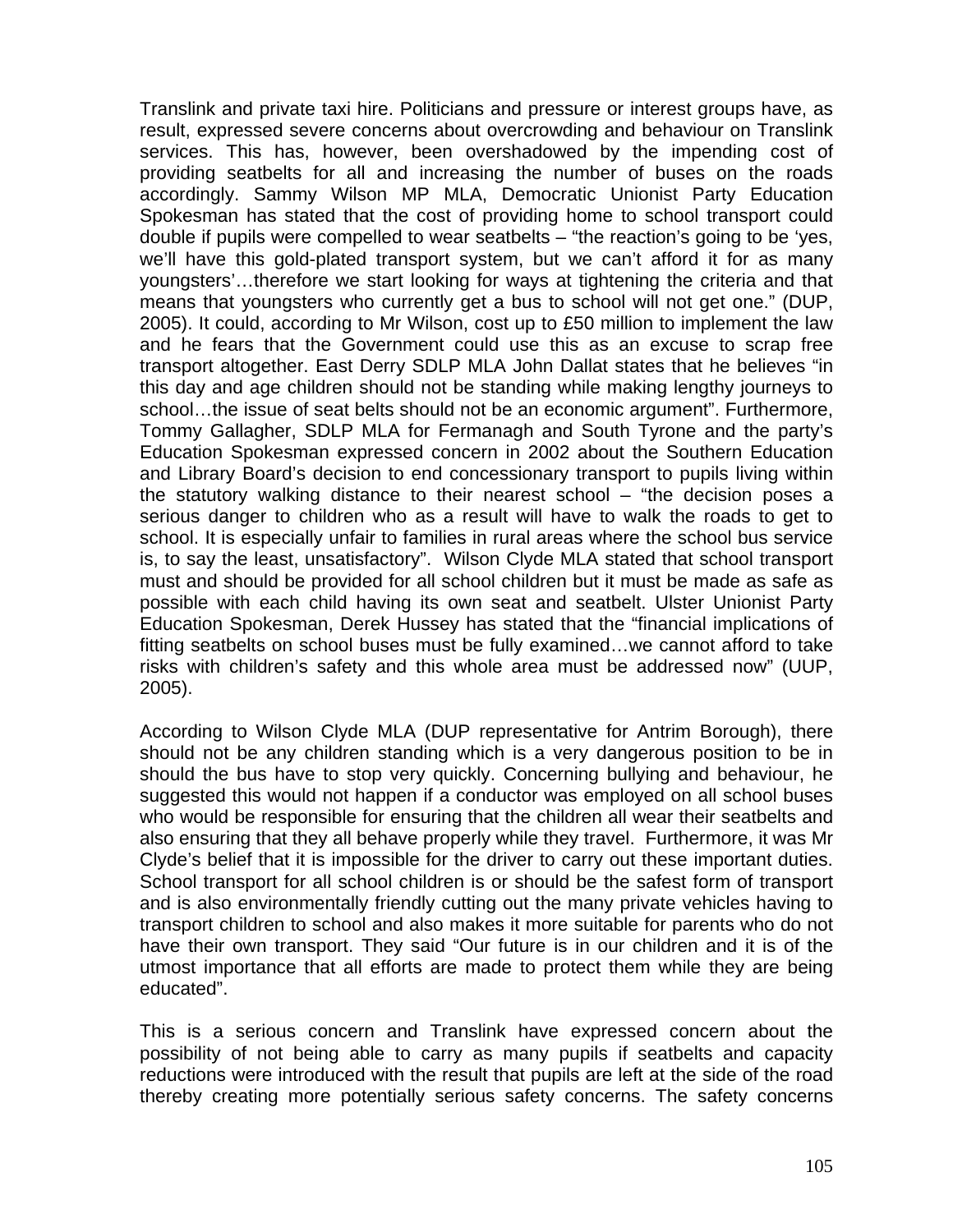Translink and private taxi hire. Politicians and pressure or interest groups have, as result, expressed severe concerns about overcrowding and behaviour on Translink services. This has, however, been overshadowed by the impending cost of providing seatbelts for all and increasing the number of buses on the roads accordingly. Sammy Wilson MP MLA, Democratic Unionist Party Education Spokesman has stated that the cost of providing home to school transport could double if pupils were compelled to wear seatbelts – "the reaction's going to be 'yes, we'll have this gold-plated transport system, but we can't afford it for as many youngsters'…therefore we start looking for ways at tightening the criteria and that means that youngsters who currently get a bus to school will not get one." (DUP, 2005). It could, according to Mr Wilson, cost up to £50 million to implement the law and he fears that the Government could use this as an excuse to scrap free transport altogether. East Derry SDLP MLA John Dallat states that he believes "in this day and age children should not be standing while making lengthy journeys to school…the issue of seat belts should not be an economic argument". Furthermore, Tommy Gallagher, SDLP MLA for Fermanagh and South Tyrone and the party's Education Spokesman expressed concern in 2002 about the Southern Education and Library Board's decision to end concessionary transport to pupils living within the statutory walking distance to their nearest school – "the decision poses a serious danger to children who as a result will have to walk the roads to get to school. It is especially unfair to families in rural areas where the school bus service is, to say the least, unsatisfactory". Wilson Clyde MLA stated that school transport must and should be provided for all school children but it must be made as safe as possible with each child having its own seat and seatbelt. Ulster Unionist Party Education Spokesman, Derek Hussey has stated that the "financial implications of fitting seatbelts on school buses must be fully examined…we cannot afford to take risks with children's safety and this whole area must be addressed now" (UUP, 2005).

According to Wilson Clyde MLA (DUP representative for Antrim Borough), there should not be any children standing which is a very dangerous position to be in should the bus have to stop very quickly. Concerning bullying and behaviour, he suggested this would not happen if a conductor was employed on all school buses who would be responsible for ensuring that the children all wear their seatbelts and also ensuring that they all behave properly while they travel. Furthermore, it was Mr Clyde's belief that it is impossible for the driver to carry out these important duties. School transport for all school children is or should be the safest form of transport and is also environmentally friendly cutting out the many private vehicles having to transport children to school and also makes it more suitable for parents who do not have their own transport. They said "Our future is in our children and it is of the utmost importance that all efforts are made to protect them while they are being educated".

This is a serious concern and Translink have expressed concern about the possibility of not being able to carry as many pupils if seatbelts and capacity reductions were introduced with the result that pupils are left at the side of the road thereby creating more potentially serious safety concerns. The safety concerns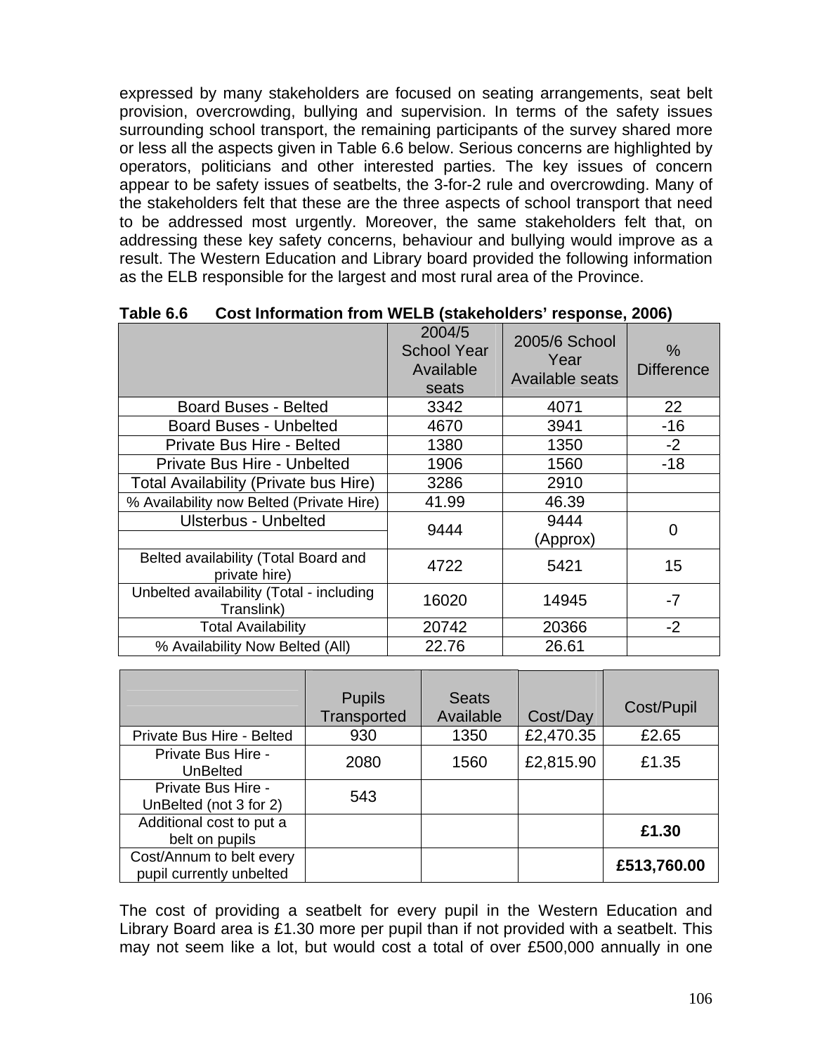expressed by many stakeholders are focused on seating arrangements, seat belt provision, overcrowding, bullying and supervision. In terms of the safety issues surrounding school transport, the remaining participants of the survey shared more or less all the aspects given in Table 6.6 below. Serious concerns are highlighted by operators, politicians and other interested parties. The key issues of concern appear to be safety issues of seatbelts, the 3-for-2 rule and overcrowding. Many of the stakeholders felt that these are the three aspects of school transport that need to be addressed most urgently. Moreover, the same stakeholders felt that, on addressing these key safety concerns, behaviour and bullying would improve as a result. The Western Education and Library board provided the following information as the ELB responsible for the largest and most rural area of the Province.

**Table 6.6 Cost Information from WELB (stakeholders' response, 2006)**

| | 2004/5 School Year Available seats | 2005/6 School Year Available seats | % Difference |
|---|---|---|---|
| Board Buses - Belted | 3342 | 4071 | 22 |
| Board Buses - Unbelted | 4670 | 3941 | -16 |
| Private Bus Hire - Belted | 1380 | 1350 | -2 |
| Private Bus Hire - Unbelted | 1906 | 1560 | -18 |
| Total Availability (Private bus Hire) | 3286 | 2910 | |
| % Availability now Belted (Private Hire) | 41.99 | 46.39 | |
| Ulsterbus - Unbelted | 9444 | 9444 (Approx) | 0 |
| Belted availability (Total Board and private hire) | 4722 | 5421 | 15 |
| Unbelted availability (Total - including Translink) | 16020 | 14945 | -7 |
| Total Availability | 20742 | 20366 | -2 |
| % Availability Now Belted (All) | 22.76 | 26.61 | |

| | Pupils Transported | Seats Available | Cost/Day | Cost/Pupil |
|---|---|---|---|---|
| Private Bus Hire - Belted | 930 | 1350 | £2,470.35 | £2.65 |
| Private Bus Hire - UnBelted | 2080 | 1560 | £2,815.90 | £1.35 |
| Private Bus Hire - UnBelted (not 3 for 2) | 543 | | | |
| Additional cost to put a belt on pupils | | | | **£1.30** |
| Cost/Annum to belt every pupil currently unbelted | | | | **£513,760.00** |

The cost of providing a seatbelt for every pupil in the Western Education and Library Board area is £1.30 more per pupil than if not provided with a seatbelt. This may not seem like a lot, but would cost a total of over £500,000 annually in one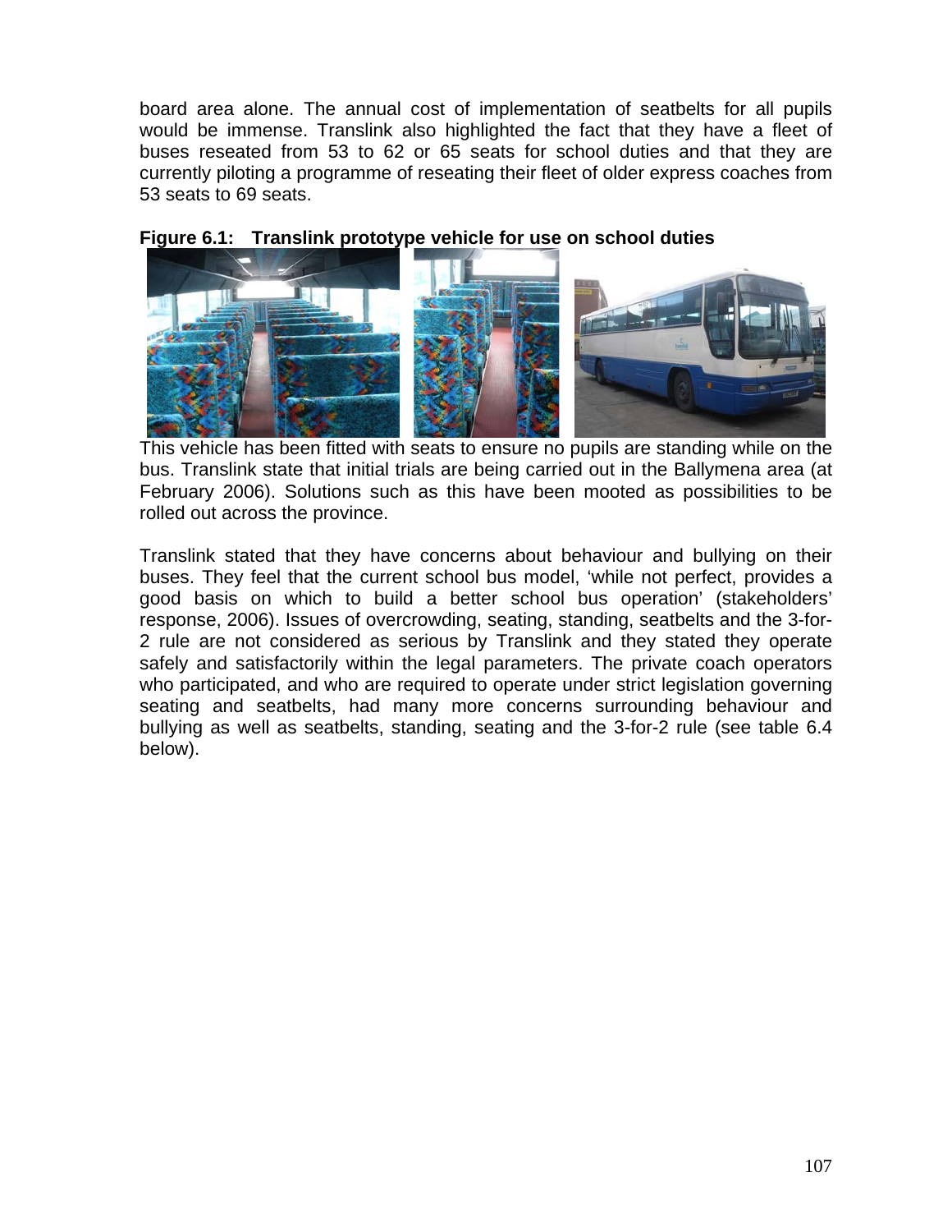board area alone. The annual cost of implementation of seatbelts for all pupils would be immense. Translink also highlighted the fact that they have a fleet of buses reseated from 53 to 62 or 65 seats for school duties and that they are currently piloting a programme of reseating their fleet of older express coaches from 53 seats to 69 seats.

**Figure 6.1: Translink prototype vehicle for use on school duties**

This vehicle has been fitted with seats to ensure no pupils are standing while on the bus. Translink state that initial trials are being carried out in the Ballymena area (at February 2006). Solutions such as this have been mooted as possibilities to be rolled out across the province.

Translink stated that they have concerns about behaviour and bullying on their buses. They feel that the current school bus model, 'while not perfect, provides a good basis on which to build a better school bus operation' (stakeholders' response, 2006). Issues of overcrowding, seating, standing, seatbelts and the 3-for-2 rule are not considered as serious by Translink and they stated they operate safely and satisfactorily within the legal parameters. The private coach operators who participated, and who are required to operate under strict legislation governing seating and seatbelts, had many more concerns surrounding behaviour and bullying as well as seatbelts, standing, seating and the 3-for-2 rule (see table 6.4 below).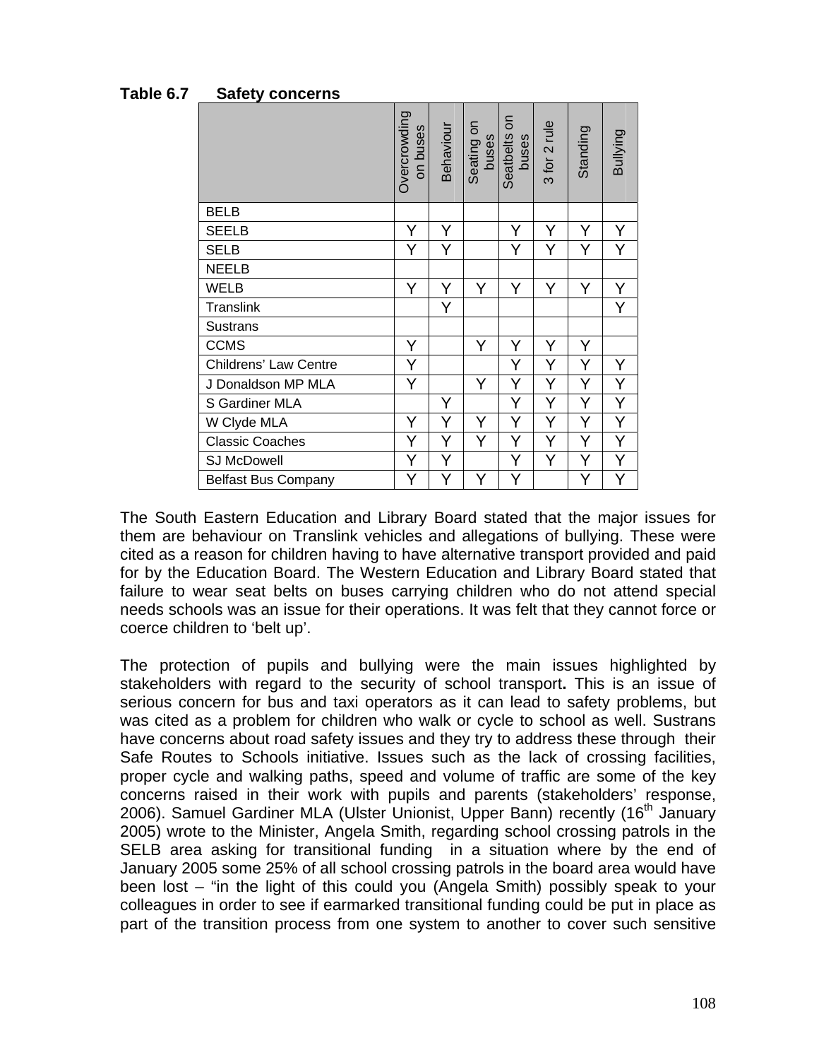**Table 6.7 Safety concerns**

| | Overcrowding on buses | Behaviour | Seating on buses | Seatbelts on buses | 3 for 2 rule | Standing | Bullying |
|---|---|---|---|---|---|---|---|
| BELB | | | | | | | |
| SEELB | Y | Y | | Y | Y | Y | Y |
| SELB | Y | Y | | Y | Y | Y | Y |
| NEELB | | | | | | | |
| WELB | Y | Y | Y | Y | Y | Y | Y |
| Translink | | Y | | | | | Y |
| Sustrans | | | | | | | |
| CCMS | Y | | Y | Y | Y | Y | |
| Childrens' Law Centre | Y | | | Y | Y | Y | Y |
| J Donaldson MP MLA | Y | | Y | Y | Y | Y | Y |
| S Gardiner MLA | | Y | | Y | Y | Y | Y |
| W Clyde MLA | Y | Y | Y | Y | Y | Y | Y |
| Classic Coaches | Y | Y | Y | Y | Y | Y | Y |
| SJ McDowell | Y | Y | | Y | Y | Y | Y |
| Belfast Bus Company | Y | Y | Y | Y | | Y | Y |

The South Eastern Education and Library Board stated that the major issues for them are behaviour on Translink vehicles and allegations of bullying. These were cited as a reason for children having to have alternative transport provided and paid for by the Education Board. The Western Education and Library Board stated that failure to wear seat belts on buses carrying children who do not attend special needs schools was an issue for their operations. It was felt that they cannot force or coerce children to 'belt up'.

The protection of pupils and bullying were the main issues highlighted by stakeholders with regard to the security of school transport**.** This is an issue of serious concern for bus and taxi operators as it can lead to safety problems, but was cited as a problem for children who walk or cycle to school as well. Sustrans have concerns about road safety issues and they try to address these through their Safe Routes to Schools initiative. Issues such as the lack of crossing facilities, proper cycle and walking paths, speed and volume of traffic are some of the key concerns raised in their work with pupils and parents (stakeholders' response, 2006). Samuel Gardiner MLA (Ulster Unionist, Upper Bann) recently (16th January 2005) wrote to the Minister, Angela Smith, regarding school crossing patrols in the SELB area asking for transitional funding in a situation where by the end of January 2005 some 25% of all school crossing patrols in the board area would have been lost – "in the light of this could you (Angela Smith) possibly speak to your colleagues in order to see if earmarked transitional funding could be put in place as part of the transition process from one system to another to cover such sensitive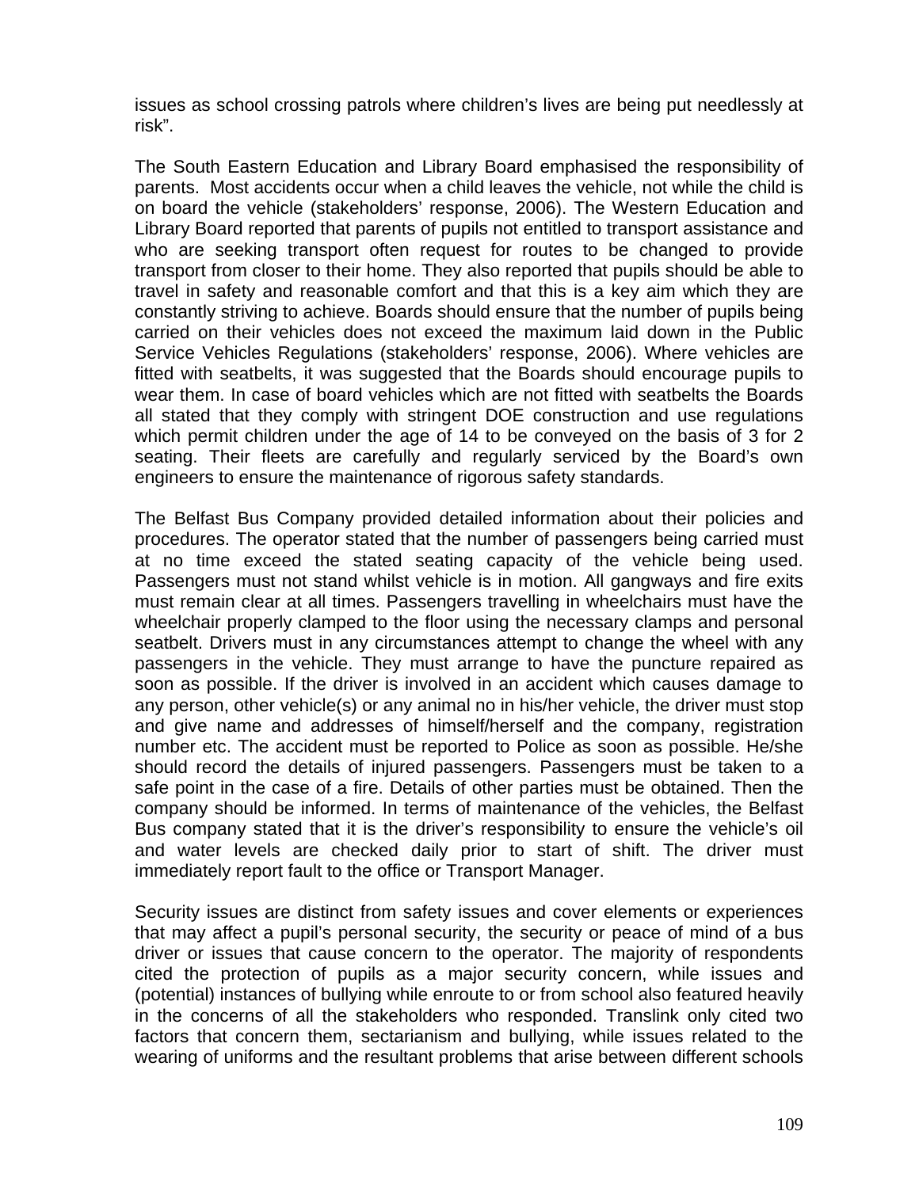issues as school crossing patrols where children's lives are being put needlessly at risk".

The South Eastern Education and Library Board emphasised the responsibility of parents. Most accidents occur when a child leaves the vehicle, not while the child is on board the vehicle (stakeholders' response, 2006). The Western Education and Library Board reported that parents of pupils not entitled to transport assistance and who are seeking transport often request for routes to be changed to provide transport from closer to their home. They also reported that pupils should be able to travel in safety and reasonable comfort and that this is a key aim which they are constantly striving to achieve. Boards should ensure that the number of pupils being carried on their vehicles does not exceed the maximum laid down in the Public Service Vehicles Regulations (stakeholders' response, 2006). Where vehicles are fitted with seatbelts, it was suggested that the Boards should encourage pupils to wear them. In case of board vehicles which are not fitted with seatbelts the Boards all stated that they comply with stringent DOE construction and use regulations which permit children under the age of 14 to be conveyed on the basis of 3 for 2 seating. Their fleets are carefully and regularly serviced by the Board's own engineers to ensure the maintenance of rigorous safety standards.

The Belfast Bus Company provided detailed information about their policies and procedures. The operator stated that the number of passengers being carried must at no time exceed the stated seating capacity of the vehicle being used. Passengers must not stand whilst vehicle is in motion. All gangways and fire exits must remain clear at all times. Passengers travelling in wheelchairs must have the wheelchair properly clamped to the floor using the necessary clamps and personal seatbelt. Drivers must in any circumstances attempt to change the wheel with any passengers in the vehicle. They must arrange to have the puncture repaired as soon as possible. If the driver is involved in an accident which causes damage to any person, other vehicle(s) or any animal no in his/her vehicle, the driver must stop and give name and addresses of himself/herself and the company, registration number etc. The accident must be reported to Police as soon as possible. He/she should record the details of injured passengers. Passengers must be taken to a safe point in the case of a fire. Details of other parties must be obtained. Then the company should be informed. In terms of maintenance of the vehicles, the Belfast Bus company stated that it is the driver's responsibility to ensure the vehicle's oil and water levels are checked daily prior to start of shift. The driver must immediately report fault to the office or Transport Manager.

Security issues are distinct from safety issues and cover elements or experiences that may affect a pupil's personal security, the security or peace of mind of a bus driver or issues that cause concern to the operator. The majority of respondents cited the protection of pupils as a major security concern, while issues and (potential) instances of bullying while enroute to or from school also featured heavily in the concerns of all the stakeholders who responded. Translink only cited two factors that concern them, sectarianism and bullying, while issues related to the wearing of uniforms and the resultant problems that arise between different schools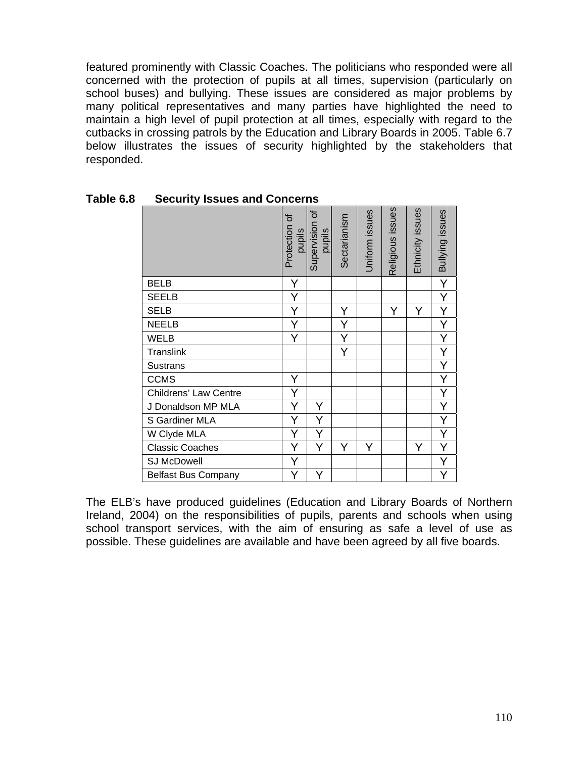featured prominently with Classic Coaches. The politicians who responded were all concerned with the protection of pupils at all times, supervision (particularly on school buses) and bullying. These issues are considered as major problems by many political representatives and many parties have highlighted the need to maintain a high level of pupil protection at all times, especially with regard to the cutbacks in crossing patrols by the Education and Library Boards in 2005. Table 6.7 below illustrates the issues of security highlighted by the stakeholders that responded.

**Table 6.8 Security Issues and Concerns**

| | Protection of pupils | Supervision of pupils | Sectarianism | Uniform issues | Religious issues | Ethnicity issues | Bullying issues |
|---|---|---|---|---|---|---|---|
| BELB | Y | | | | | | Y |
| SEELB | Y | | | | | | Y |
| SELB | Y | | Y | | Y | Y | Y |
| NEELB | Y | | Y | | | | Y |
| WELB | Y | | Y | | | | Y |
| Translink | | | Y | | | | Y |
| Sustrans | | | | | | | Y |
| CCMS | Y | | | | | | Y |
| Childrens' Law Centre | Y | | | | | | Y |
| J Donaldson MP MLA | Y | Y | | | | | Y |
| S Gardiner MLA | Y | Y | | | | | Y |
| W Clyde MLA | Y | Y | | | | | Y |
| Classic Coaches | Y | Y | Y | Y | | Y | Y |
| SJ McDowell | Y | | | | | | Y |
| Belfast Bus Company | Y | Y | | | | | Y |

The ELB's have produced guidelines (Education and Library Boards of Northern Ireland, 2004) on the responsibilities of pupils, parents and schools when using school transport services, with the aim of ensuring as safe a level of use as possible. These guidelines are available and have been agreed by all five boards.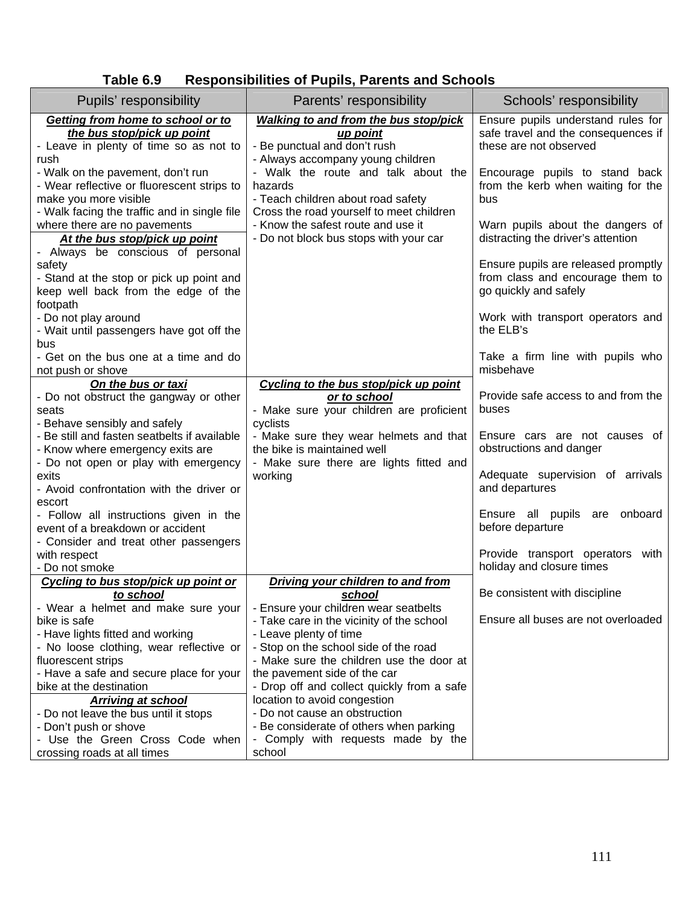**Table 6.9 Responsibilities of Pupils, Parents and Schools**

| Pupils' responsibility | Parents' responsibility | Schools' responsibility |
|---|---|---|
| ***Getting from home to school or to the bus stop/pick up point***<br>- Leave in plenty of time so as not to rush<br>- Walk on the pavement, don't run<br>- Wear reflective or fluorescent strips to make you more visible<br>- Walk facing the traffic and in single file where there are no pavements<br>***At the bus stop/pick up point***<br>- Always be conscious of personal safety<br>- Stand at the stop or pick up point and keep well back from the edge of the footpath<br>- Do not play around<br>- Wait until passengers have got off the bus<br>- Get on the bus one at a time and do not push or shove | ***Walking to and from the bus stop/pick up point***<br>- Be punctual and don't rush<br>- Always accompany young children<br>- Walk the route and talk about the hazards<br>- Teach children about road safety<br>Cross the road yourself to meet children<br>- Know the safest route and use it<br>- Do not block bus stops with your car | Ensure pupils understand rules for safe travel and the consequences if these are not observed<br><br>Encourage pupils to stand back from the kerb when waiting for the bus<br><br>Warn pupils about the dangers of distracting the driver's attention<br><br>Ensure pupils are released promptly from class and encourage them to go quickly and safely<br><br>Work with transport operators and the ELB's<br><br>Take a firm line with pupils who misbehave<br><br>Provide safe access to and from the buses<br><br>Ensure cars are not causes of obstructions and danger<br><br>Adequate supervision of arrivals and departures<br><br>Ensure all pupils are onboard before departure<br><br>Provide transport operators with holiday and closure times<br><br>Be consistent with discipline<br><br>Ensure all buses are not overloaded |
| ***On the bus or taxi***<br>- Do not obstruct the gangway or other seats<br>- Behave sensibly and safely<br>- Be still and fasten seatbelts if available<br>- Know where emergency exits are<br>- Do not open or play with emergency exits<br>- Avoid confrontation with the driver or escort<br>- Follow all instructions given in the event of a breakdown or accident<br>- Consider and treat other passengers with respect<br>- Do not smoke | ***Cycling to the bus stop/pick up point or to school***<br>- Make sure your children are proficient cyclists<br>- Make sure they wear helmets and that the bike is maintained well<br>- Make sure there are lights fitted and working | |
| ***Cycling to bus stop/pick up point or to school***<br>- Wear a helmet and make sure your bike is safe<br>- Have lights fitted and working<br>- No loose clothing, wear reflective or fluorescent strips<br>- Have a safe and secure place for your bike at the destination<br>***Arriving at school***<br>- Do not leave the bus until it stops<br>- Don't push or shove<br>- Use the Green Cross Code when crossing roads at all times | ***Driving your children to and from school***<br>- Ensure your children wear seatbelts<br>- Take care in the vicinity of the school<br>- Leave plenty of time<br>- Stop on the school side of the road<br>- Make sure the children use the door at the pavement side of the car<br>- Drop off and collect quickly from a safe location to avoid congestion<br>- Do not cause an obstruction<br>- Be considerate of others when parking<br>- Comply with requests made by the school | |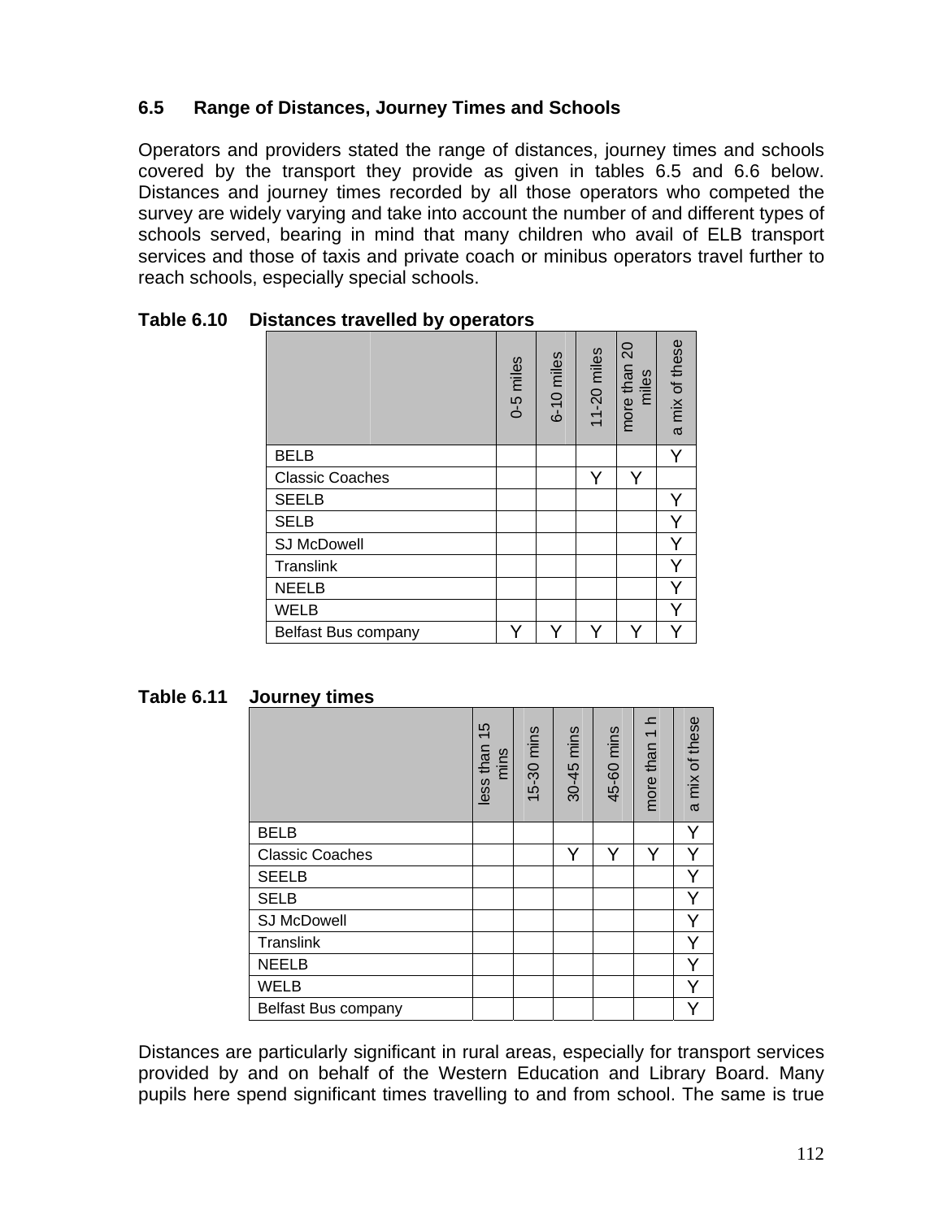## 6.5 Range of Distances, Journey Times and Schools

Operators and providers stated the range of distances, journey times and schools covered by the transport they provide as given in tables 6.5 and 6.6 below. Distances and journey times recorded by all those operators who competed the survey are widely varying and take into account the number of and different types of schools served, bearing in mind that many children who avail of ELB transport services and those of taxis and private coach or minibus operators travel further to reach schools, especially special schools.

**Table 6.10 Distances travelled by operators**

| | 0-5 miles | 6-10 miles | 11-20 miles | more than 20 miles | a mix of these |
|---|---|---|---|---|---|
| BELB | | | | | Y |
| Classic Coaches | | | Y | Y | |
| SEELB | | | | | Y |
| SELB | | | | | Y |
| SJ McDowell | | | | | Y |
| Translink | | | | | Y |
| NEELB | | | | | Y |
| WELB | | | | | Y |
| Belfast Bus company | Y | Y | Y | Y | Y |

**Table 6.11 Journey times**

| | less than 15 mins | 15-30 mins | 30-45 mins | 45-60 mins | more than 1 h | a mix of these |
|---|---|---|---|---|---|---|
| BELB | | | | | | Y |
| Classic Coaches | | | Y | Y | Y | Y |
| SEELB | | | | | | Y |
| SELB | | | | | | Y |
| SJ McDowell | | | | | | Y |
| Translink | | | | | | Y |
| NEELB | | | | | | Y |
| WELB | | | | | | Y |
| Belfast Bus company | | | | | | Y |

Distances are particularly significant in rural areas, especially for transport services provided by and on behalf of the Western Education and Library Board. Many pupils here spend significant times travelling to and from school. The same is true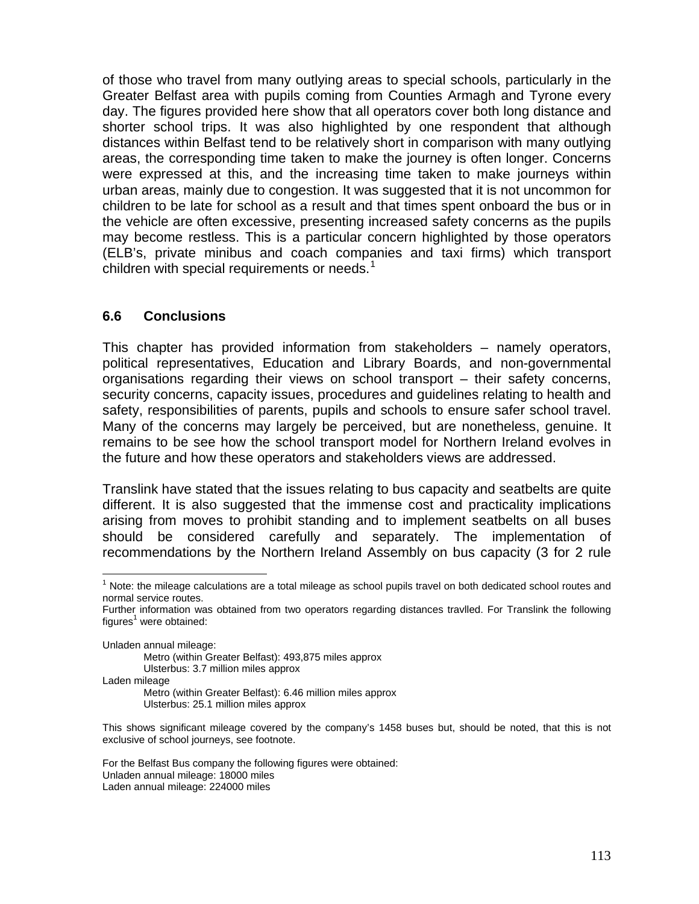of those who travel from many outlying areas to special schools, particularly in the Greater Belfast area with pupils coming from Counties Armagh and Tyrone every day. The figures provided here show that all operators cover both long distance and shorter school trips. It was also highlighted by one respondent that although distances within Belfast tend to be relatively short in comparison with many outlying areas, the corresponding time taken to make the journey is often longer. Concerns were expressed at this, and the increasing time taken to make journeys within urban areas, mainly due to congestion. It was suggested that it is not uncommon for children to be late for school as a result and that times spent onboard the bus or in the vehicle are often excessive, presenting increased safety concerns as the pupils may become restless. This is a particular concern highlighted by those operators (ELB's, private minibus and coach companies and taxi firms) which transport children with special requirements or needs.[1]

## 6.6 Conclusions

This chapter has provided information from stakeholders – namely operators, political representatives, Education and Library Boards, and non-governmental organisations regarding their views on school transport – their safety concerns, security concerns, capacity issues, procedures and guidelines relating to health and safety, responsibilities of parents, pupils and schools to ensure safer school travel. Many of the concerns may largely be perceived, but are nonetheless, genuine. It remains to be see how the school transport model for Northern Ireland evolves in the future and how these operators and stakeholders views are addressed.

Translink have stated that the issues relating to bus capacity and seatbelts are quite different. It is also suggested that the immense cost and practicality implications arising from moves to prohibit standing and to implement seatbelts on all buses should be considered carefully and separately. The implementation of recommendations by the Northern Ireland Assembly on bus capacity (3 for 2 rule

---

[1] Note: the mileage calculations are a total mileage as school pupils travel on both dedicated school routes and normal service routes.

Further information was obtained from two operators regarding distances travlled. For Translink the following figures[1] were obtained:

Unladen annual mileage:
- Metro (within Greater Belfast): 493,875 miles approx
- Ulsterbus: 3.7 million miles approx

Laden mileage
- Metro (within Greater Belfast): 6.46 million miles approx
- Ulsterbus: 25.1 million miles approx

This shows significant mileage covered by the company's 1458 buses but, should be noted, that this is not exclusive of school journeys, see footnote.

For the Belfast Bus company the following figures were obtained:
Unladen annual mileage: 18000 miles
Laden annual mileage: 224000 miles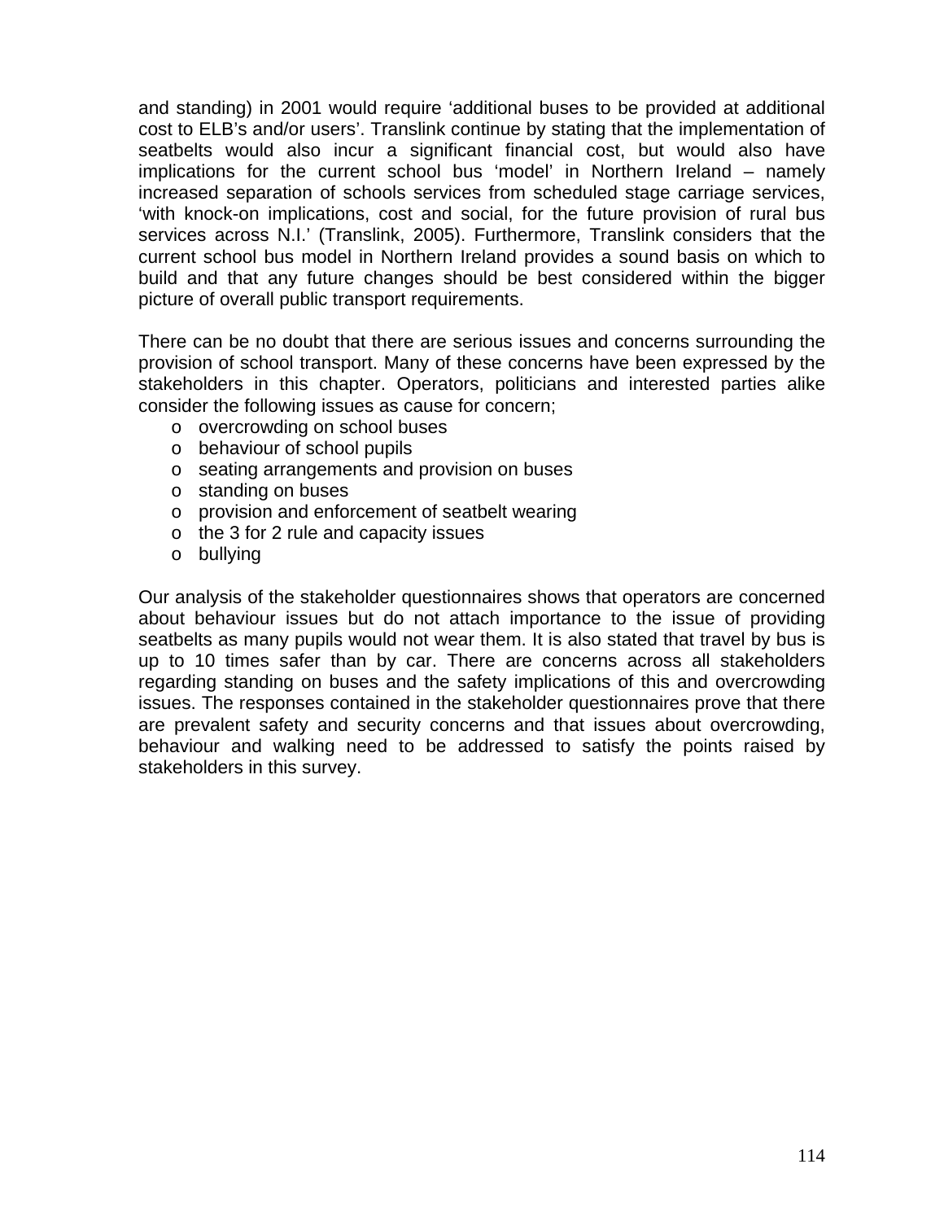and standing) in 2001 would require 'additional buses to be provided at additional cost to ELB's and/or users'. Translink continue by stating that the implementation of seatbelts would also incur a significant financial cost, but would also have implications for the current school bus 'model' in Northern Ireland – namely increased separation of schools services from scheduled stage carriage services, 'with knock-on implications, cost and social, for the future provision of rural bus services across N.I.' (Translink, 2005). Furthermore, Translink considers that the current school bus model in Northern Ireland provides a sound basis on which to build and that any future changes should be best considered within the bigger picture of overall public transport requirements.

There can be no doubt that there are serious issues and concerns surrounding the provision of school transport. Many of these concerns have been expressed by the stakeholders in this chapter. Operators, politicians and interested parties alike consider the following issues as cause for concern;

- overcrowding on school buses
- behaviour of school pupils
- seating arrangements and provision on buses
- standing on buses
- provision and enforcement of seatbelt wearing
- the 3 for 2 rule and capacity issues
- bullying

Our analysis of the stakeholder questionnaires shows that operators are concerned about behaviour issues but do not attach importance to the issue of providing seatbelts as many pupils would not wear them. It is also stated that travel by bus is up to 10 times safer than by car. There are concerns across all stakeholders regarding standing on buses and the safety implications of this and overcrowding issues. The responses contained in the stakeholder questionnaires prove that there are prevalent safety and security concerns and that issues about overcrowding, behaviour and walking need to be addressed to satisfy the points raised by stakeholders in this survey.